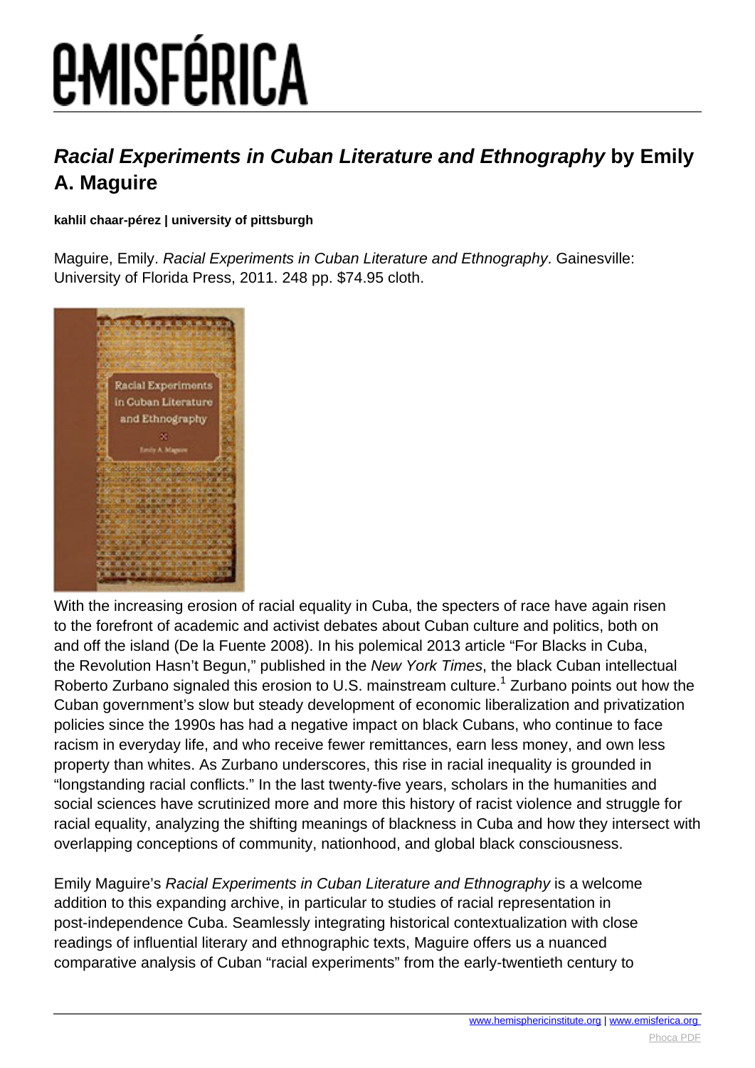# ***Racial Experiments in Cuban Literature and Ethnography* by Emily A. Maguire**

**kahlil chaar-pérez | university of pittsburgh**

Maguire, Emily. *Racial Experiments in Cuban Literature and Ethnography*. Gainesville: University of Florida Press, 2011. 248 pp. $74.95 cloth.

With the increasing erosion of racial equality in Cuba, the specters of race have again risen to the forefront of academic and activist debates about Cuban culture and politics, both on and off the island (De la Fuente 2008). In his polemical 2013 article "For Blacks in Cuba, the Revolution Hasn't Begun," published in the *New York Times*, the black Cuban intellectual Roberto Zurbano signaled this erosion to U.S. mainstream culture.[1] Zurbano points out how the Cuban government's slow but steady development of economic liberalization and privatization policies since the 1990s has had a negative impact on black Cubans, who continue to face racism in everyday life, and who receive fewer remittances, earn less money, and own less property than whites. As Zurbano underscores, this rise in racial inequality is grounded in "longstanding racial conflicts." In the last twenty-five years, scholars in the humanities and social sciences have scrutinized more and more this history of racist violence and struggle for racial equality, analyzing the shifting meanings of blackness in Cuba and how they intersect with overlapping conceptions of community, nationhood, and global black consciousness.

Emily Maguire's *Racial Experiments in Cuban Literature and Ethnography* is a welcome addition to this expanding archive, in particular to studies of racial representation in post-independence Cuba. Seamlessly integrating historical contextualization with close readings of influential literary and ethnographic texts, Maguire offers us a nuanced comparative analysis of Cuban "racial experiments" from the early-twentieth century to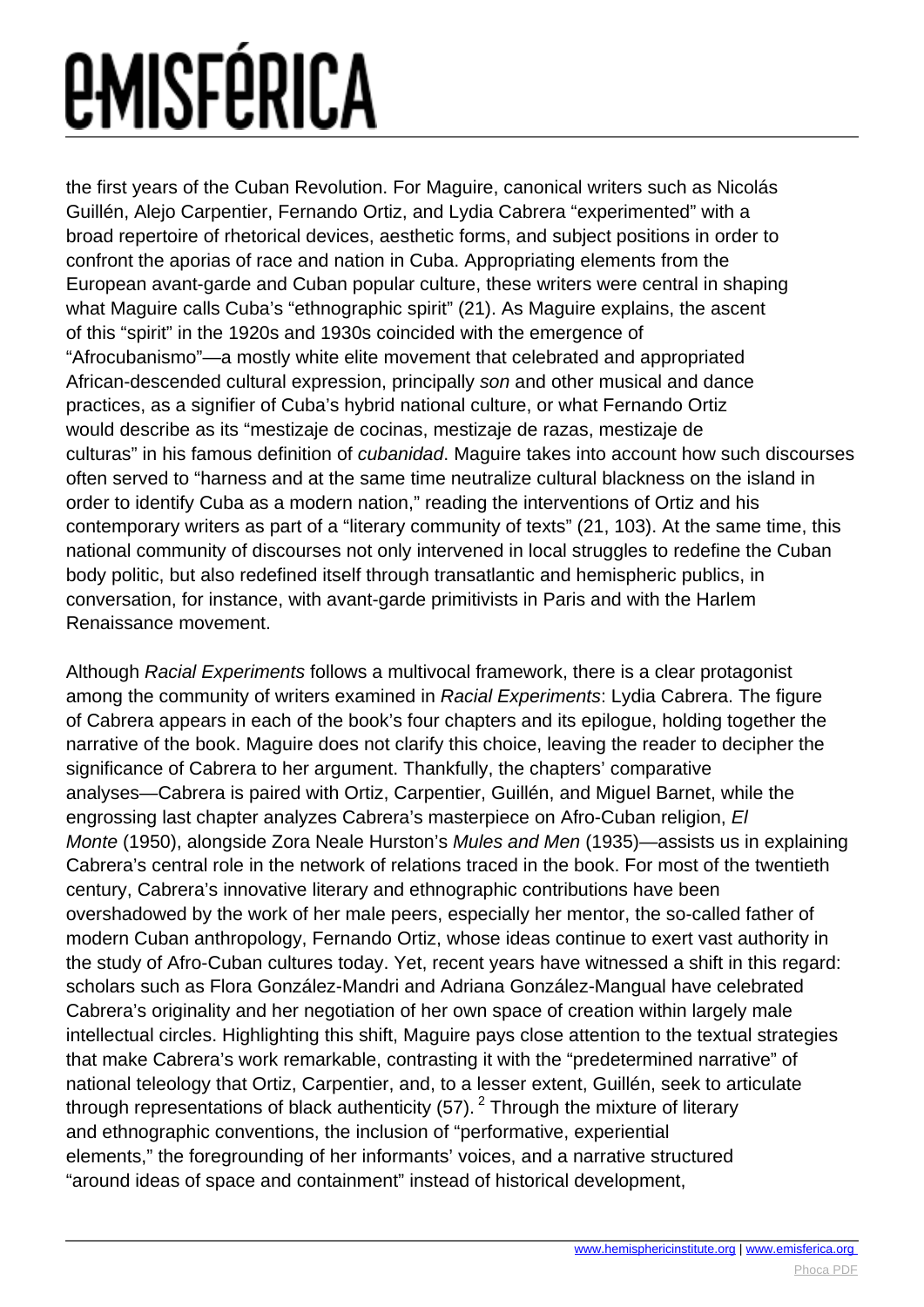the first years of the Cuban Revolution. For Maguire, canonical writers such as Nicolás Guillén, Alejo Carpentier, Fernando Ortiz, and Lydia Cabrera "experimented" with a broad repertoire of rhetorical devices, aesthetic forms, and subject positions in order to confront the aporias of race and nation in Cuba. Appropriating elements from the European avant-garde and Cuban popular culture, these writers were central in shaping what Maguire calls Cuba's "ethnographic spirit" (21). As Maguire explains, the ascent of this "spirit" in the 1920s and 1930s coincided with the emergence of "Afrocubanismo"—a mostly white elite movement that celebrated and appropriated African-descended cultural expression, principally *son* and other musical and dance practices, as a signifier of Cuba's hybrid national culture, or what Fernando Ortiz would describe as its "mestizaje de cocinas, mestizaje de razas, mestizaje de culturas" in his famous definition of *cubanidad*. Maguire takes into account how such discourses often served to "harness and at the same time neutralize cultural blackness on the island in order to identify Cuba as a modern nation," reading the interventions of Ortiz and his contemporary writers as part of a "literary community of texts" (21, 103). At the same time, this national community of discourses not only intervened in local struggles to redefine the Cuban body politic, but also redefined itself through transatlantic and hemispheric publics, in conversation, for instance, with avant-garde primitivists in Paris and with the Harlem Renaissance movement.

Although *Racial Experiments* follows a multivocal framework, there is a clear protagonist among the community of writers examined in *Racial Experiments*: Lydia Cabrera. The figure of Cabrera appears in each of the book's four chapters and its epilogue, holding together the narrative of the book. Maguire does not clarify this choice, leaving the reader to decipher the significance of Cabrera to her argument. Thankfully, the chapters' comparative analyses—Cabrera is paired with Ortiz, Carpentier, Guillén, and Miguel Barnet, while the engrossing last chapter analyzes Cabrera's masterpiece on Afro-Cuban religion, *El Monte* (1950), alongside Zora Neale Hurston's *Mules and Men* (1935)—assists us in explaining Cabrera's central role in the network of relations traced in the book. For most of the twentieth century, Cabrera's innovative literary and ethnographic contributions have been overshadowed by the work of her male peers, especially her mentor, the so-called father of modern Cuban anthropology, Fernando Ortiz, whose ideas continue to exert vast authority in the study of Afro-Cuban cultures today. Yet, recent years have witnessed a shift in this regard: scholars such as Flora González-Mandri and Adriana González-Mangual have celebrated Cabrera's originality and her negotiation of her own space of creation within largely male intellectual circles. Highlighting this shift, Maguire pays close attention to the textual strategies that make Cabrera's work remarkable, contrasting it with the "predetermined narrative" of national teleology that Ortiz, Carpentier, and, to a lesser extent, Guillén, seek to articulate through representations of black authenticity (57).[2] Through the mixture of literary and ethnographic conventions, the inclusion of "performative, experiential elements," the foregrounding of her informants' voices, and a narrative structured "around ideas of space and containment" instead of historical development,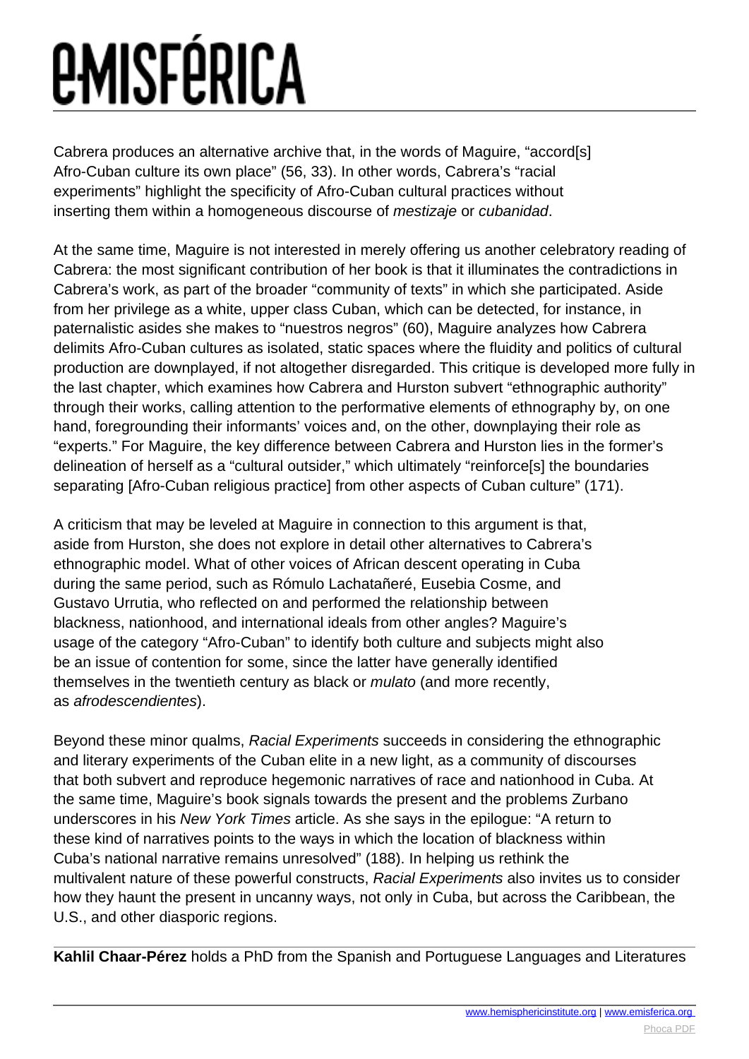Cabrera produces an alternative archive that, in the words of Maguire, "accord[s] Afro-Cuban culture its own place" (56, 33). In other words, Cabrera's "racial experiments" highlight the specificity of Afro-Cuban cultural practices without inserting them within a homogeneous discourse of *mestizaje* or *cubanidad*.

At the same time, Maguire is not interested in merely offering us another celebratory reading of Cabrera: the most significant contribution of her book is that it illuminates the contradictions in Cabrera's work, as part of the broader "community of texts" in which she participated. Aside from her privilege as a white, upper class Cuban, which can be detected, for instance, in paternalistic asides she makes to "nuestros negros" (60), Maguire analyzes how Cabrera delimits Afro-Cuban cultures as isolated, static spaces where the fluidity and politics of cultural production are downplayed, if not altogether disregarded. This critique is developed more fully in the last chapter, which examines how Cabrera and Hurston subvert "ethnographic authority" through their works, calling attention to the performative elements of ethnography by, on one hand, foregrounding their informants' voices and, on the other, downplaying their role as "experts." For Maguire, the key difference between Cabrera and Hurston lies in the former's delineation of herself as a "cultural outsider," which ultimately "reinforce[s] the boundaries separating [Afro-Cuban religious practice] from other aspects of Cuban culture" (171).

A criticism that may be leveled at Maguire in connection to this argument is that, aside from Hurston, she does not explore in detail other alternatives to Cabrera's ethnographic model. What of other voices of African descent operating in Cuba during the same period, such as Rómulo Lachatañeré, Eusebia Cosme, and Gustavo Urrutia, who reflected on and performed the relationship between blackness, nationhood, and international ideals from other angles? Maguire's usage of the category "Afro-Cuban" to identify both culture and subjects might also be an issue of contention for some, since the latter have generally identified themselves in the twentieth century as black or *mulato* (and more recently, as *afrodescendientes*).

Beyond these minor qualms, *Racial Experiments* succeeds in considering the ethnographic and literary experiments of the Cuban elite in a new light, as a community of discourses that both subvert and reproduce hegemonic narratives of race and nationhood in Cuba. At the same time, Maguire's book signals towards the present and the problems Zurbano underscores in his *New York Times* article. As she says in the epilogue: "A return to these kind of narratives points to the ways in which the location of blackness within Cuba's national narrative remains unresolved" (188). In helping us rethink the multivalent nature of these powerful constructs, *Racial Experiments* also invites us to consider how they haunt the present in uncanny ways, not only in Cuba, but across the Caribbean, the U.S., and other diasporic regions.

---

**Kahlil Chaar-Pérez** holds a PhD from the Spanish and Portuguese Languages and Literatures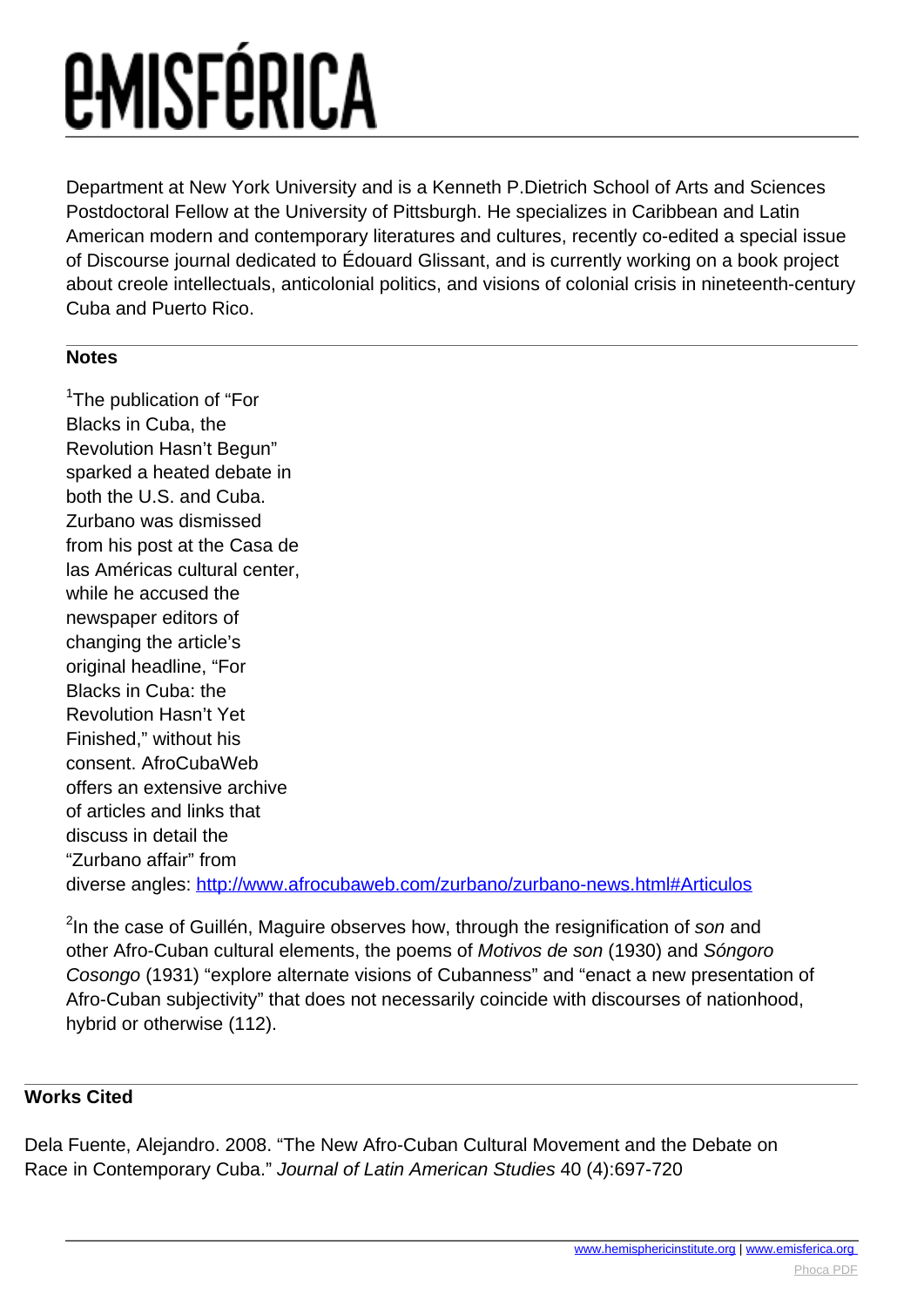Department at New York University and is a Kenneth P.Dietrich School of Arts and Sciences Postdoctoral Fellow at the University of Pittsburgh. He specializes in Caribbean and Latin American modern and contemporary literatures and cultures, recently co-edited a special issue of Discourse journal dedicated to Édouard Glissant, and is currently working on a book project about creole intellectuals, anticolonial politics, and visions of colonial crisis in nineteenth-century Cuba and Puerto Rico.

**Notes**

[1]The publication of "For Blacks in Cuba, the Revolution Hasn't Begun" sparked a heated debate in both the U.S. and Cuba. Zurbano was dismissed from his post at the Casa de las Américas cultural center, while he accused the newspaper editors of changing the article's original headline, "For Blacks in Cuba: the Revolution Hasn't Yet Finished," without his consent. AfroCubaWeb offers an extensive archive of articles and links that discuss in detail the "Zurbano affair" from diverse angles: [http://www.afrocubaweb.com/zurbano/zurbano-news.html#Articulos](http://www.afrocubaweb.com/zurbano/zurbano-news.html#Articulos)

[2]In the case of Guillén, Maguire observes how, through the resignification of *son* and other Afro-Cuban cultural elements, the poems of *Motivos de son* (1930) and *Sóngoro Cosongo* (1931) "explore alternate visions of Cubanness" and "enact a new presentation of Afro-Cuban subjectivity" that does not necessarily coincide with discourses of nationhood, hybrid or otherwise (112).

**Works Cited**

Dela Fuente, Alejandro. 2008. "The New Afro-Cuban Cultural Movement and the Debate on Race in Contemporary Cuba." *Journal of Latin American Studies* 40 (4):697-720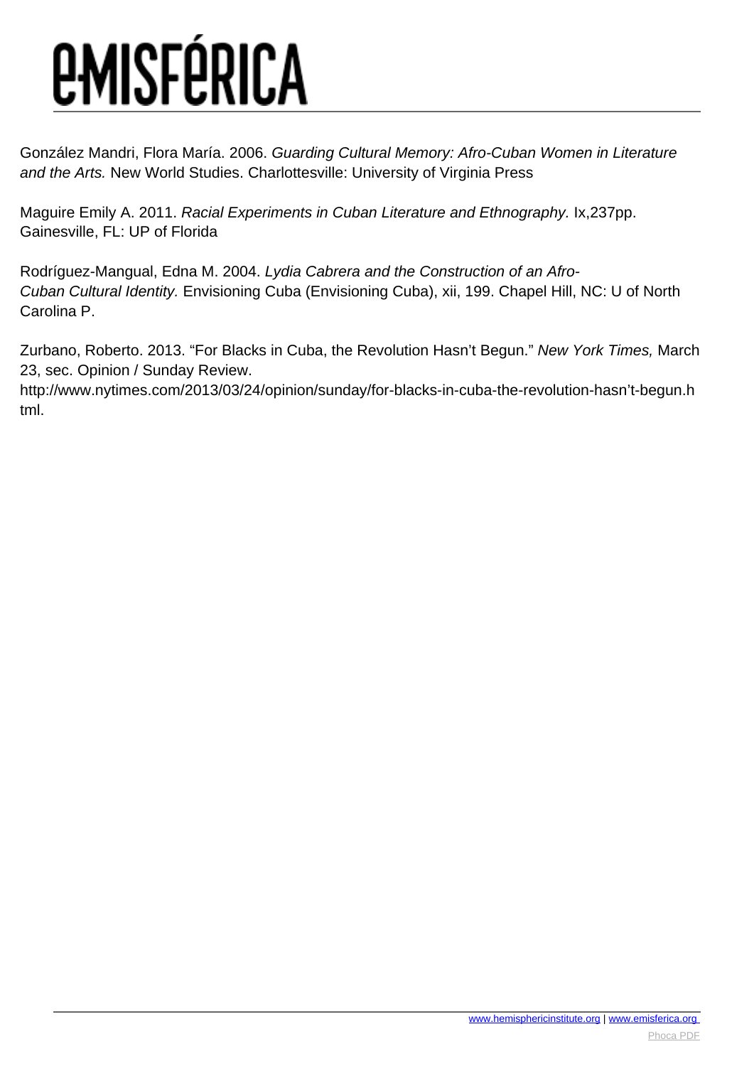González Mandri, Flora María. 2006. *Guarding Cultural Memory: Afro-Cuban Women in Literature and the Arts.* New World Studies. Charlottesville: University of Virginia Press

Maguire Emily A. 2011. *Racial Experiments in Cuban Literature and Ethnography.* Ix,237pp. Gainesville, FL: UP of Florida

Rodríguez-Mangual, Edna M. 2004. *Lydia Cabrera and the Construction of an Afro-Cuban Cultural Identity.* Envisioning Cuba (Envisioning Cuba), xii, 199. Chapel Hill, NC: U of North Carolina P.

Zurbano, Roberto. 2013. "For Blacks in Cuba, the Revolution Hasn't Begun." *New York Times,* March 23, sec. Opinion / Sunday Review. http://www.nytimes.com/2013/03/24/opinion/sunday/for-blacks-in-cuba-the-revolution-hasn't-begun.html.